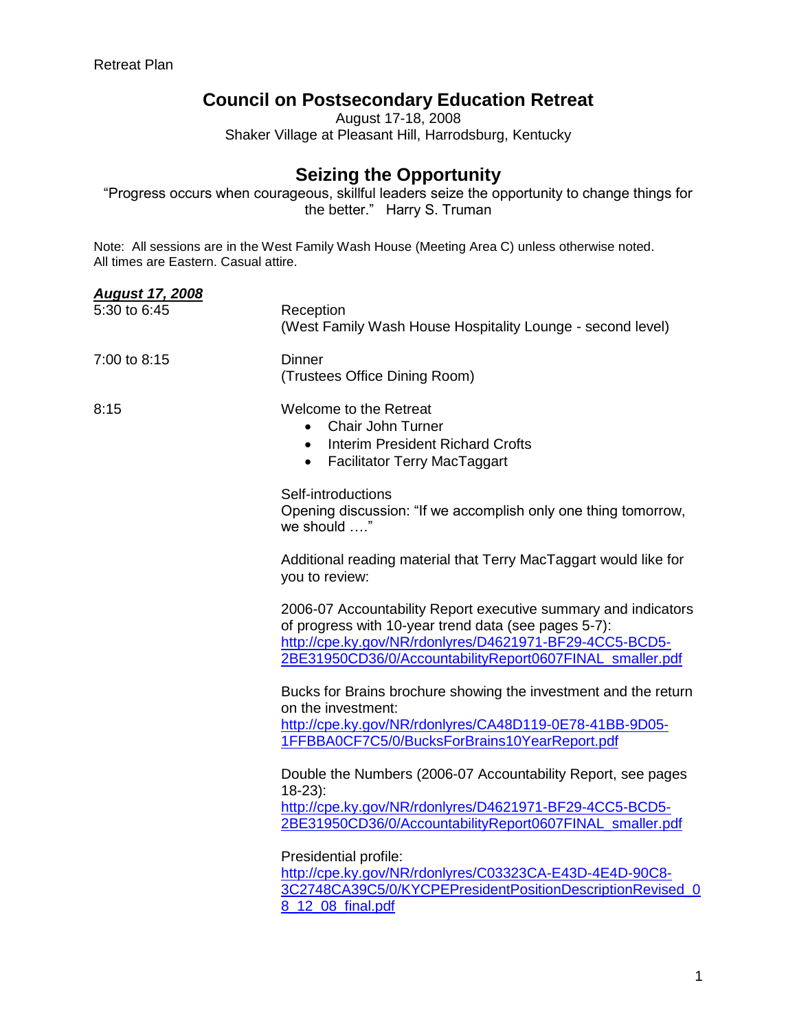Retreat Plan

# Council on Postsecondary Education Retreat

August 17-18, 2008
Shaker Village at Pleasant Hill, Harrodsburg, Kentucky

## Seizing the Opportunity

"Progress occurs when courageous, skillful leaders seize the opportunity to change things for the better." Harry S. Truman

Note: All sessions are in the West Family Wash House (Meeting Area C) unless otherwise noted. All times are Eastern. Casual attire.

***August 17, 2008***

| | |
|---|---|
| 5:30 to 6:45 | Reception<br>(West Family Wash House Hospitality Lounge - second level) |
| 7:00 to 8:15 | Dinner<br>(Trustees Office Dining Room) |
| 8:15 | Welcome to the Retreat<br>• Chair John Turner<br>• Interim President Richard Crofts<br>• Facilitator Terry MacTaggart<br><br>Self-introductions<br>Opening discussion: "If we accomplish only one thing tomorrow, we should …."<br><br>Additional reading material that Terry MacTaggart would like for you to review:<br><br>2006-07 Accountability Report executive summary and indicators of progress with 10-year trend data (see pages 5-7):<br>http://cpe.ky.gov/NR/rdonlyres/D4621971-BF29-4CC5-BCD5-2BE31950CD36/0/AccountabilityReport0607FINAL_smaller.pdf<br><br>Bucks for Brains brochure showing the investment and the return on the investment:<br>http://cpe.ky.gov/NR/rdonlyres/CA48D119-0E78-41BB-9D05-1FFBBA0CF7C5/0/BucksForBrains10YearReport.pdf<br><br>Double the Numbers (2006-07 Accountability Report, see pages 18-23):<br>http://cpe.ky.gov/NR/rdonlyres/D4621971-BF29-4CC5-BCD5-2BE31950CD36/0/AccountabilityReport0607FINAL_smaller.pdf<br><br>Presidential profile:<br>http://cpe.ky.gov/NR/rdonlyres/C03323CA-E43D-4E4D-90C8-3C2748CA39C5/0/KYCPEPresidentPositionDescriptionRevised_08_12_08_final.pdf |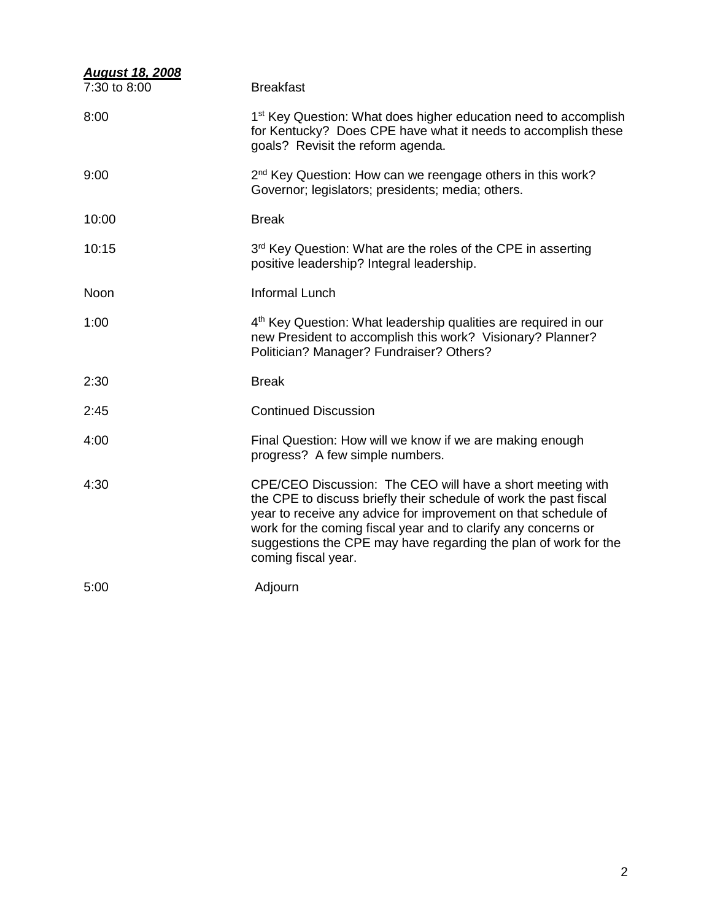***August 18, 2008***

| | |
|---|---|
| 7:30 to 8:00 | Breakfast |
| 8:00 | 1st Key Question: What does higher education need to accomplish for Kentucky? Does CPE have what it needs to accomplish these goals? Revisit the reform agenda. |
| 9:00 | 2nd Key Question: How can we reengage others in this work? Governor; legislators; presidents; media; others. |
| 10:00 | Break |
| 10:15 | 3rd Key Question: What are the roles of the CPE in asserting positive leadership? Integral leadership. |
| Noon | Informal Lunch |
| 1:00 | 4th Key Question: What leadership qualities are required in our new President to accomplish this work? Visionary? Planner? Politician? Manager? Fundraiser? Others? |
| 2:30 | Break |
| 2:45 | Continued Discussion |
| 4:00 | Final Question: How will we know if we are making enough progress? A few simple numbers. |
| 4:30 | CPE/CEO Discussion: The CEO will have a short meeting with the CPE to discuss briefly their schedule of work the past fiscal year to receive any advice for improvement on that schedule of work for the coming fiscal year and to clarify any concerns or suggestions the CPE may have regarding the plan of work for the coming fiscal year. |
| 5:00 | Adjourn |